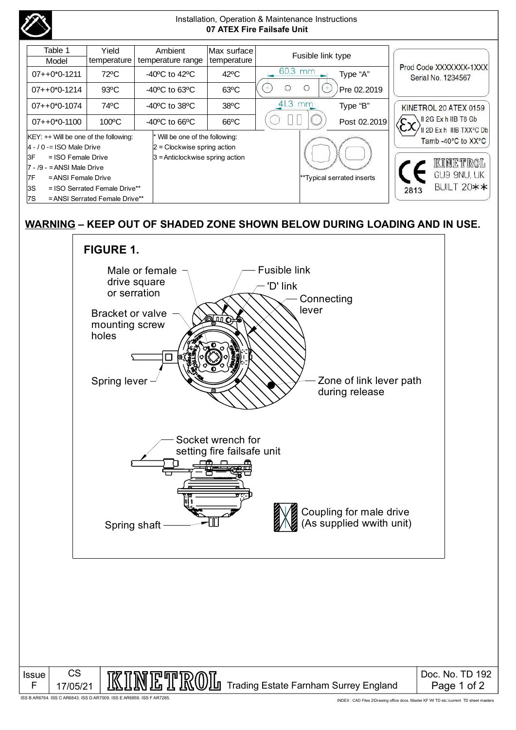Installation, Operation & Maintenance Instructions
**07 ATEX Fire Failsafe Unit**

| Table 1 Model | Yield temperature | Ambient temperature range | Max surface temperature | Fusible link type | |
|---|---|---|---|---|---|
| 07++0*0-1211 | 72ºC | -40ºC to 42ºC | 42ºC | 60.3 mm | Type "A" |
| 07++0*0-1214 | 93ºC | -40ºC to 63ºC | 63ºC | | Pre 02.2019 |
| 07++0*0-1074 | 74ºC | -40ºC to 38ºC | 38ºC | 41.3 mm | Type "B" |
| 07++0*0-1100 | 100ºC | -40ºC to 66ºC | 66ºC | | Post 02.2019 |

KEY: ++ Will be one of the following:
- 4 - / 0 - = ISO Male Drive
- 3F = ISO Female Drive
- 7 - /9 - = ANSI Male Drive
- 7F = ANSI Female Drive
- 3S = ISO Serrated Female Drive**
- 7S = ANSI Serrated Female Drive**

\* Will be one of the following:
- 2 = Clockwise spring action
- 3 = Anticlockwise spring action

**Typical serrated inserts

Prod Code XXXXXXX-1XXX
Serial No. 1234567

KINETROL 20 ATEX 0159
II 2G Ex h IIB T6 Gb
II 2D Ex h IIIB TXX°C Db
Tamb -40°C to XX°C

CE 2813
KINETROL
GU9 9NU, UK
BUILT 20**

**WARNING – KEEP OUT OF SHADED ZONE SHOWN BELOW DURING LOADING AND IN USE.**

**FIGURE 1.**

Male or female drive square or serration
Fusible link
'D' link
Connecting lever
Bracket or valve mounting screw holes
Spring lever
Zone of link lever path during release

Socket wrench for setting fire failsafe unit
Spring shaft
Coupling for male drive (As supplied wwith unit)

| Issue | CS | | |
|---|---|---|---|
| F | 17/05/21 | KINETROL Trading Estate Farnham Surrey England | Doc. No. TD 192 |

ISS B AR6764. ISS C AR6843. ISS D AR7009. ISS E AR6859. ISS F AR7285.

INDEX : CAD Files 2\Drawing office docs. Master KF WI TD etc.\current TD sheet masters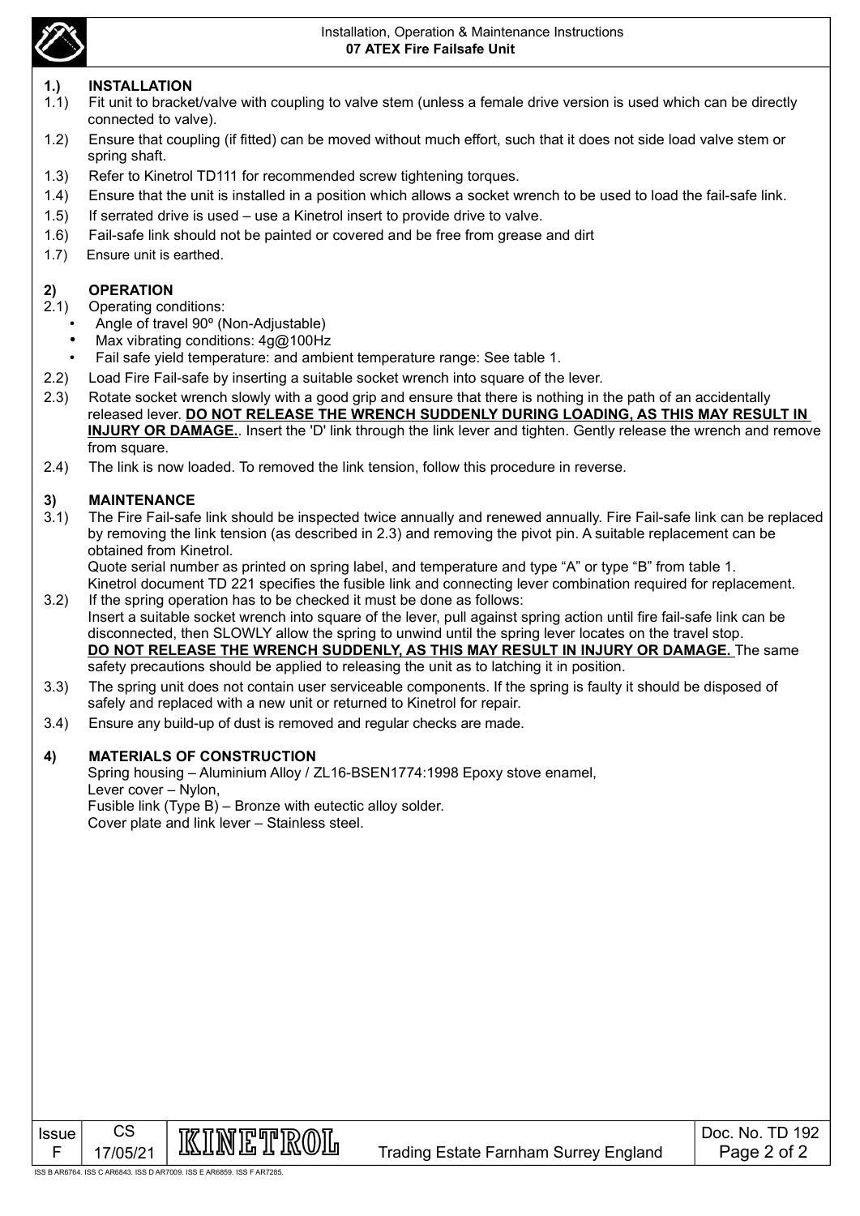## 1.) INSTALLATION

1.1) Fit unit to bracket/valve with coupling to valve stem (unless a female drive version is used which can be directly connected to valve).

1.2) Ensure that coupling (if fitted) can be moved without much effort, such that it does not side load valve stem or spring shaft.

1.3) Refer to Kinetrol TD111 for recommended screw tightening torques.

1.4) Ensure that the unit is installed in a position which allows a socket wrench to be used to load the fail-safe link.

1.5) If serrated drive is used – use a Kinetrol insert to provide drive to valve.

1.6) Fail-safe link should not be painted or covered and be free from grease and dirt

1.7) Ensure unit is earthed.

## 2) OPERATION

2.1) Operating conditions:

- Angle of travel 90º (Non-Adjustable)
- Max vibrating conditions: 4g@100Hz
- Fail safe yield temperature: and ambient temperature range: See table 1.

2.2) Load Fire Fail-safe by inserting a suitable socket wrench into square of the lever.

2.3) Rotate socket wrench slowly with a good grip and ensure that there is nothing in the path of an accidentally released lever. **DO NOT RELEASE THE WRENCH SUDDENLY DURING LOADING, AS THIS MAY RESULT IN INJURY OR DAMAGE.**. Insert the 'D' link through the link lever and tighten. Gently release the wrench and remove from square.

2.4) The link is now loaded. To removed the link tension, follow this procedure in reverse.

## 3) MAINTENANCE

3.1) The Fire Fail-safe link should be inspected twice annually and renewed annually. Fire Fail-safe link can be replaced by removing the link tension (as described in 2.3) and removing the pivot pin. A suitable replacement can be obtained from Kinetrol.
Quote serial number as printed on spring label, and temperature and type "A" or type "B" from table 1.
Kinetrol document TD 221 specifies the fusible link and connecting lever combination required for replacement.

3.2) If the spring operation has to be checked it must be done as follows:
Insert a suitable socket wrench into square of the lever, pull against spring action until fire fail-safe link can be disconnected, then SLOWLY allow the spring to unwind until the spring lever locates on the travel stop.
**DO NOT RELEASE THE WRENCH SUDDENLY, AS THIS MAY RESULT IN INJURY OR DAMAGE.** The same safety precautions should be applied to releasing the unit as to latching it in position.

3.3) The spring unit does not contain user serviceable components. If the spring is faulty it should be disposed of safely and replaced with a new unit or returned to Kinetrol for repair.

3.4) Ensure any build-up of dust is removed and regular checks are made.

## 4) MATERIALS OF CONSTRUCTION

Spring housing – Aluminium Alloy / ZL16-BSEN1774:1998 Epoxy stove enamel,
Lever cover – Nylon,
Fusible link (Type B) – Bronze with eutectic alloy solder.
Cover plate and link lever – Stainless steel.